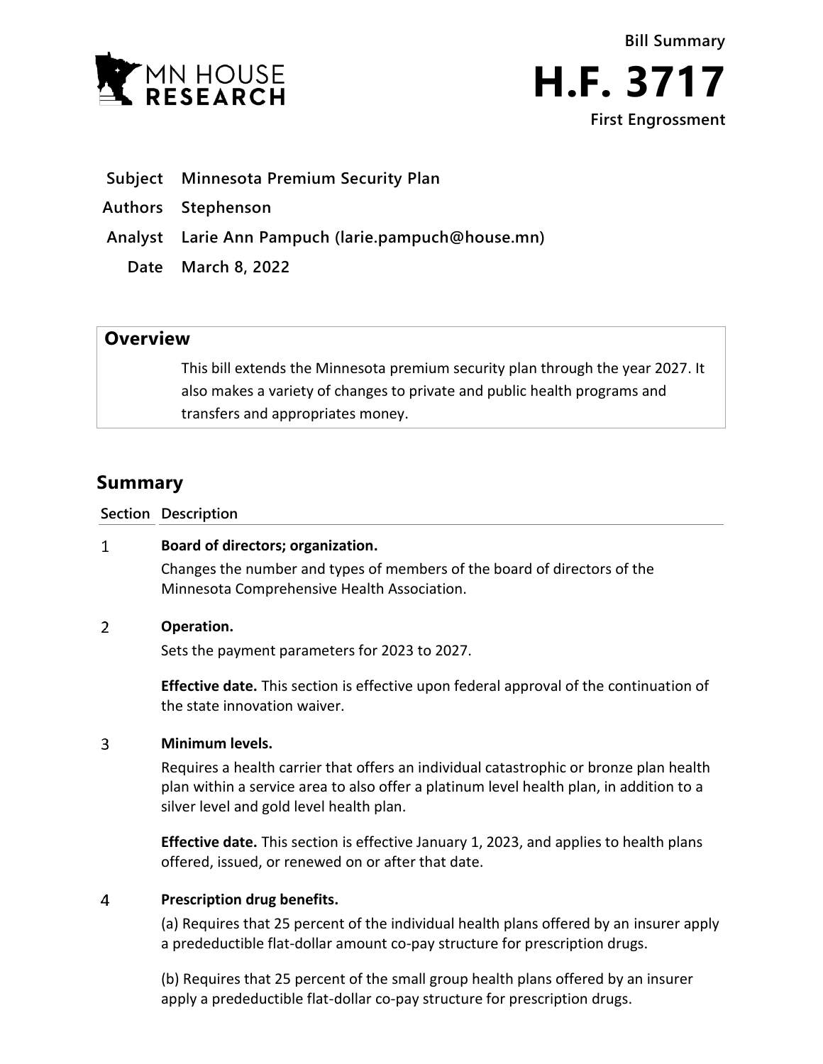MN HOUSE RESEARCH

Bill Summary

# H.F. 3717

First Engrossment

**Subject** Minnesota Premium Security Plan

**Authors** Stephenson

**Analyst** Larie Ann Pampuch (larie.pampuch@house.mn)

**Date** March 8, 2022

## Overview

This bill extends the Minnesota premium security plan through the year 2027. It also makes a variety of changes to private and public health programs and transfers and appropriates money.

## Summary

| Section | Description |
| --- | --- |
| 1 | **Board of directors; organization.**<br>Changes the number and types of members of the board of directors of the Minnesota Comprehensive Health Association. |
| 2 | **Operation.**<br>Sets the payment parameters for 2023 to 2027.<br>**Effective date.** This section is effective upon federal approval of the continuation of the state innovation waiver. |
| 3 | **Minimum levels.**<br>Requires a health carrier that offers an individual catastrophic or bronze plan health plan within a service area to also offer a platinum level health plan, in addition to a silver level and gold level health plan.<br>**Effective date.** This section is effective January 1, 2023, and applies to health plans offered, issued, or renewed on or after that date. |
| 4 | **Prescription drug benefits.**<br>(a) Requires that 25 percent of the individual health plans offered by an insurer apply a predeductible flat-dollar amount co-pay structure for prescription drugs.<br>(b) Requires that 25 percent of the small group health plans offered by an insurer apply a predeductible flat-dollar co-pay structure for prescription drugs. |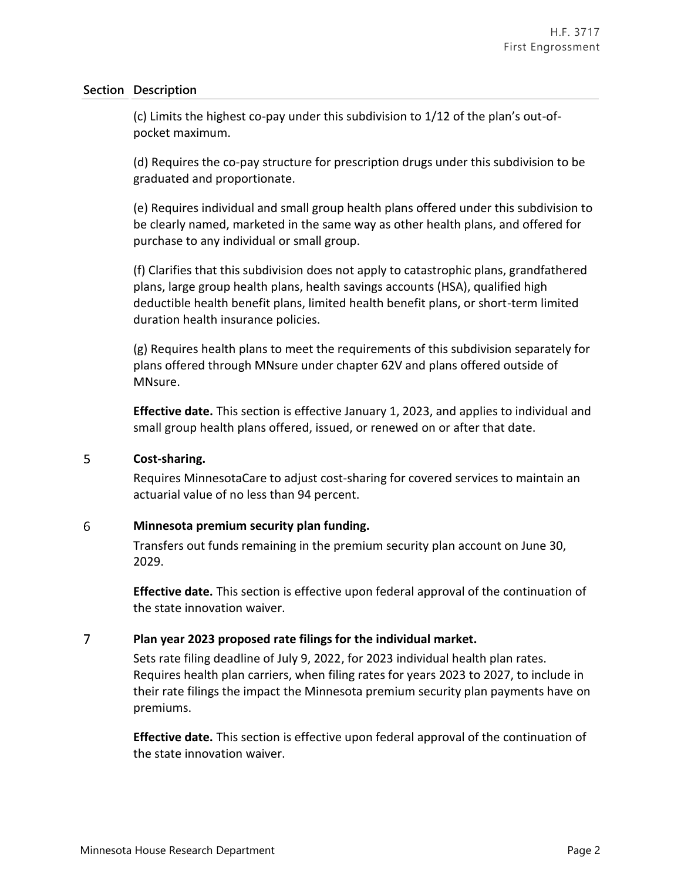| Section | Description |
|---|---|
| | (c) Limits the highest co-pay under this subdivision to 1/12 of the plan's out-of-pocket maximum.<br><br>(d) Requires the co-pay structure for prescription drugs under this subdivision to be graduated and proportionate.<br><br>(e) Requires individual and small group health plans offered under this subdivision to be clearly named, marketed in the same way as other health plans, and offered for purchase to any individual or small group.<br><br>(f) Clarifies that this subdivision does not apply to catastrophic plans, grandfathered plans, large group health plans, health savings accounts (HSA), qualified high deductible health benefit plans, limited health benefit plans, or short-term limited duration health insurance policies.<br><br>(g) Requires health plans to meet the requirements of this subdivision separately for plans offered through MNsure under chapter 62V and plans offered outside of MNsure.<br><br>**Effective date.** This section is effective January 1, 2023, and applies to individual and small group health plans offered, issued, or renewed on or after that date. |
| 5 | **Cost-sharing.**<br>Requires MinnesotaCare to adjust cost-sharing for covered services to maintain an actuarial value of no less than 94 percent. |
| 6 | **Minnesota premium security plan funding.**<br>Transfers out funds remaining in the premium security plan account on June 30, 2029.<br><br>**Effective date.** This section is effective upon federal approval of the continuation of the state innovation waiver. |
| 7 | **Plan year 2023 proposed rate filings for the individual market.**<br>Sets rate filing deadline of July 9, 2022, for 2023 individual health plan rates. Requires health plan carriers, when filing rates for years 2023 to 2027, to include in their rate filings the impact the Minnesota premium security plan payments have on premiums.<br><br>**Effective date.** This section is effective upon federal approval of the continuation of the state innovation waiver. |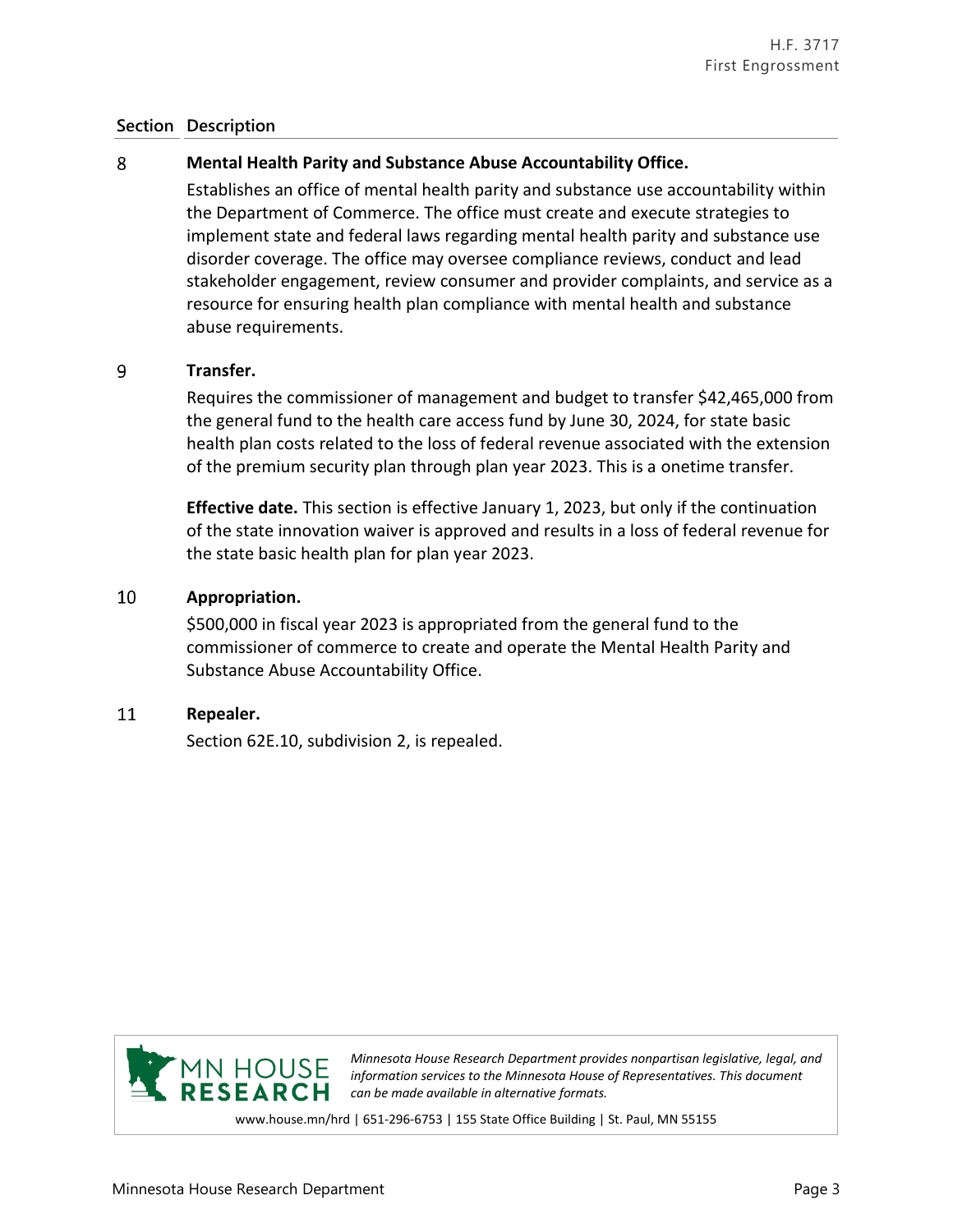| Section | Description |
|---|---|
| 8 | **Mental Health Parity and Substance Abuse Accountability Office.** <br> Establishes an office of mental health parity and substance use accountability within the Department of Commerce. The office must create and execute strategies to implement state and federal laws regarding mental health parity and substance use disorder coverage. The office may oversee compliance reviews, conduct and lead stakeholder engagement, review consumer and provider complaints, and service as a resource for ensuring health plan compliance with mental health and substance abuse requirements. |
| 9 | **Transfer.** <br> Requires the commissioner of management and budget to transfer $42,465,000 from the general fund to the health care access fund by June 30, 2024, for state basic health plan costs related to the loss of federal revenue associated with the extension of the premium security plan through plan year 2023. This is a onetime transfer. <br><br> **Effective date.** This section is effective January 1, 2023, but only if the continuation of the state innovation waiver is approved and results in a loss of federal revenue for the state basic health plan for plan year 2023. |
| 10 | **Appropriation.** <br> $500,000 in fiscal year 2023 is appropriated from the general fund to the commissioner of commerce to create and operate the Mental Health Parity and Substance Abuse Accountability Office. |
| 11 | **Repealer.** <br> Section 62E.10, subdivision 2, is repealed. |

MN HOUSE RESEARCH

*Minnesota House Research Department provides nonpartisan legislative, legal, and information services to the Minnesota House of Representatives. This document can be made available in alternative formats.*

www.house.mn/hrd | 651-296-6753 | 155 State Office Building | St. Paul, MN 55155